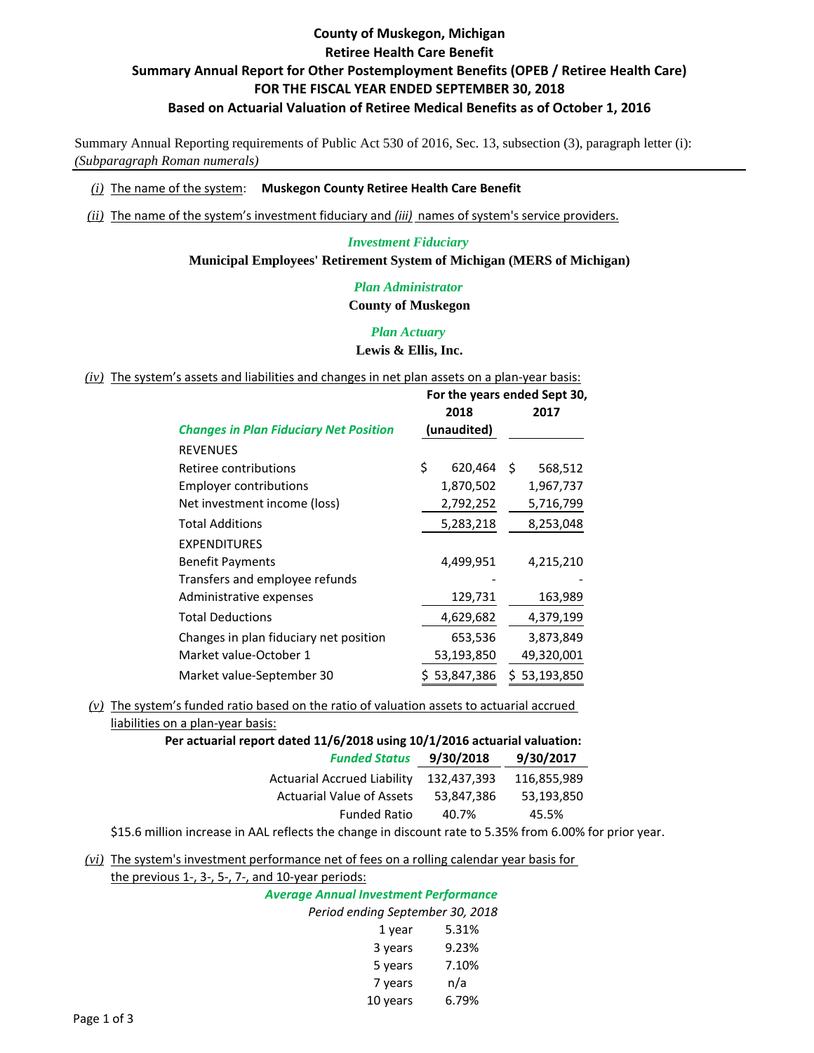# County of Muskegon, Michigan
## Retiree Health Care Benefit
## Summary Annual Report for Other Postemployment Benefits (OPEB / Retiree Health Care)
## FOR THE FISCAL YEAR ENDED SEPTEMBER 30, 2018
## Based on Actuarial Valuation of Retiree Medical Benefits as of October 1, 2016

Summary Annual Reporting requirements of Public Act 530 of 2016, Sec. 13, subsection (3), paragraph letter (i):
*(Subparagraph Roman numerals)*

*(i)* The name of the system: **Muskegon County Retiree Health Care Benefit**

*(ii)* The name of the system's investment fiduciary and *(iii)* names of system's service providers.

*Investment Fiduciary*

**Municipal Employees' Retirement System of Michigan (MERS of Michigan)**

*Plan Administrator*

**County of Muskegon**

*Plan Actuary*

**Lewis & Ellis, Inc.**

*(iv)* The system's assets and liabilities and changes in net plan assets on a plan-year basis:

| *Changes in Plan Fiduciary Net Position* | For the years ended Sept 30, 2018 (unaudited) | 2017 |
|---|---|---|
| REVENUES | | |
| Retiree contributions | $ 620,464 | $ 568,512 |
| Employer contributions | 1,870,502 | 1,967,737 |
| Net investment income (loss) | 2,792,252 | 5,716,799 |
| Total Additions | 5,283,218 | 8,253,048 |
| EXPENDITURES | | |
| Benefit Payments | 4,499,951 | 4,215,210 |
| Transfers and employee refunds | - | - |
| Administrative expenses | 129,731 | 163,989 |
| Total Deductions | 4,629,682 | 4,379,199 |
| Changes in plan fiduciary net position | 653,536 | 3,873,849 |
| Market value-October 1 | 53,193,850 | 49,320,001 |
| Market value-September 30 | $ 53,847,386 | $ 53,193,850 |

*(v)* The system's funded ratio based on the ratio of valuation assets to actuarial accrued liabilities on a plan-year basis:

**Per actuarial report dated 11/6/2018 using 10/1/2016 actuarial valuation:**

| *Funded Status* | 9/30/2018 | 9/30/2017 |
|---|---|---|
| Actuarial Accrued Liability | 132,437,393 | 116,855,989 |
| Actuarial Value of Assets | 53,847,386 | 53,193,850 |
| Funded Ratio | 40.7% | 45.5% |

$15.6 million increase in AAL reflects the change in discount rate to 5.35% from 6.00% for prior year.

*(vi)* The system's investment performance net of fees on a rolling calendar year basis for the previous 1-, 3-, 5-, 7-, and 10-year periods:

*Average Annual Investment Performance*

*Period ending September 30, 2018*

| Period | Return |
|---|---|
| 1 year | 5.31% |
| 3 years | 9.23% |
| 5 years | 7.10% |
| 7 years | n/a |
| 10 years | 6.79% |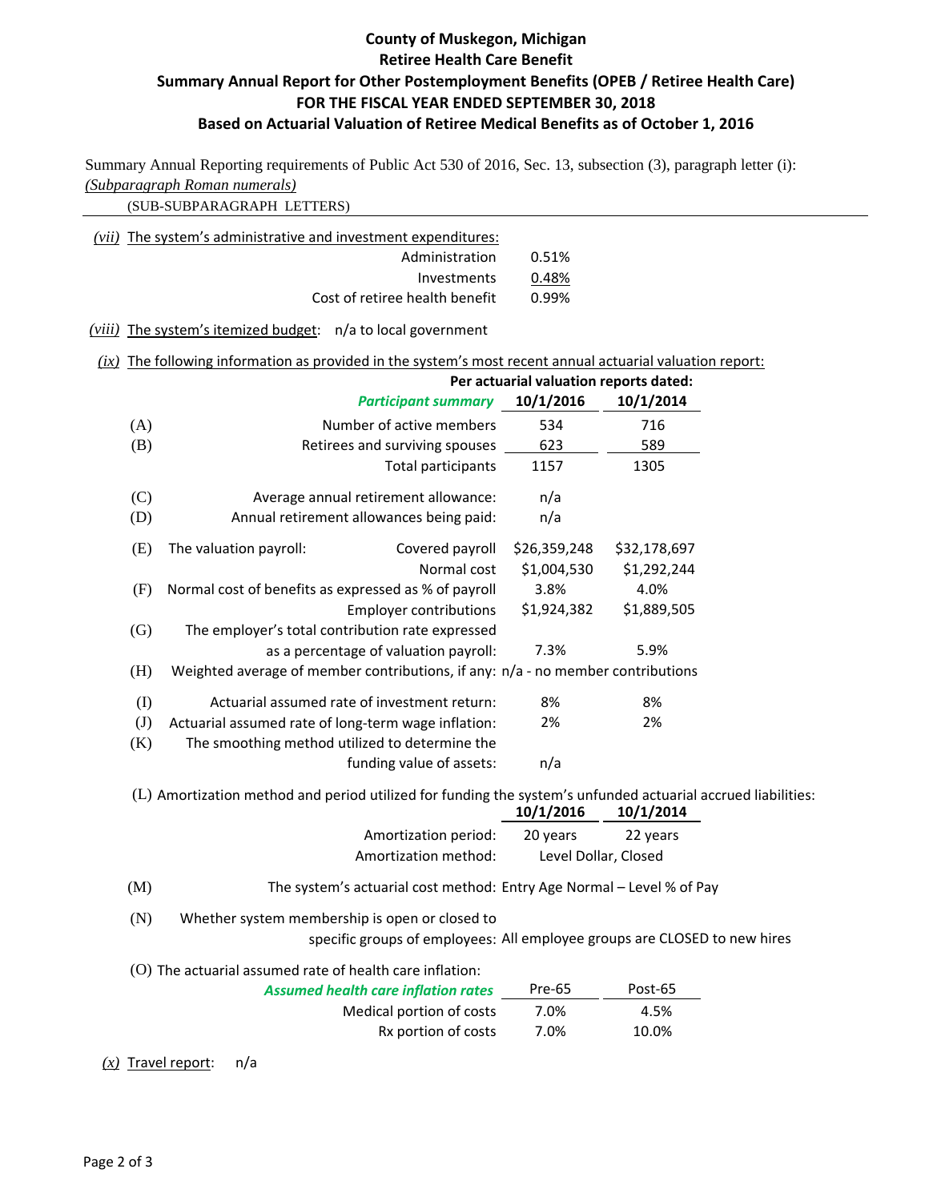# County of Muskegon, Michigan
## Retiree Health Care Benefit
## Summary Annual Report for Other Postemployment Benefits (OPEB / Retiree Health Care)
## FOR THE FISCAL YEAR ENDED SEPTEMBER 30, 2018
## Based on Actuarial Valuation of Retiree Medical Benefits as of October 1, 2016

Summary Annual Reporting requirements of Public Act 530 of 2016, Sec. 13, subsection (3), paragraph letter (i):
*(Subparagraph Roman numerals)*
(SUB-SUBPARAGRAPH LETTERS)

*(vii)* The system's administrative and investment expenditures:

| | |
|---|---|
| Administration | 0.51% |
| Investments | 0.48% |
| Cost of retiree health benefit | 0.99% |

*(viii)* The system's itemized budget: n/a to local government

*(ix)* The following information as provided in the system's most recent annual actuarial valuation report:

| | | | Per actuarial valuation reports dated: | |
|---|---|---|---|---|
| | | ***Participant summary*** | **10/1/2016** | **10/1/2014** |
| (A) | | Number of active members | 534 | 716 |
| (B) | | Retirees and surviving spouses | 623 | 589 |
| | | Total participants | 1157 | 1305 |
| (C) | | Average annual retirement allowance: | n/a | |
| (D) | | Annual retirement allowances being paid: | n/a | |
| (E) | The valuation payroll: | Covered payroll | $26,359,248 | $32,178,697 |
| | | Normal cost | $1,004,530 | $1,292,244 |
| (F) | Normal cost of benefits as expressed as % of payroll | | 3.8% | 4.0% |
| | | Employer contributions | $1,924,382 | $1,889,505 |
| (G) | The employer's total contribution rate expressed as a percentage of valuation payroll: | | 7.3% | 5.9% |
| (H) | Weighted average of member contributions, if any: | | n/a - no member contributions | |
| (I) | | Actuarial assumed rate of investment return: | 8% | 8% |
| (J) | | Actuarial assumed rate of long-term wage inflation: | 2% | 2% |
| (K) | The smoothing method utilized to determine the funding value of assets: | | n/a | |

(L) Amortization method and period utilized for funding the system's unfunded actuarial accrued liabilities:

| | **10/1/2016** | **10/1/2014** |
|---|---|---|
| Amortization period: | 20 years | 22 years |
| Amortization method: | Level Dollar, Closed | |

(M) The system's actuarial cost method: Entry Age Normal – Level % of Pay

(N) Whether system membership is open or closed to specific groups of employees: All employee groups are CLOSED to new hires

(O) The actuarial assumed rate of health care inflation:

| ***Assumed health care inflation rates*** | Pre-65 | Post-65 |
|---|---|---|
| Medical portion of costs | 7.0% | 4.5% |
| Rx portion of costs | 7.0% | 10.0% |

*(x)* Travel report: n/a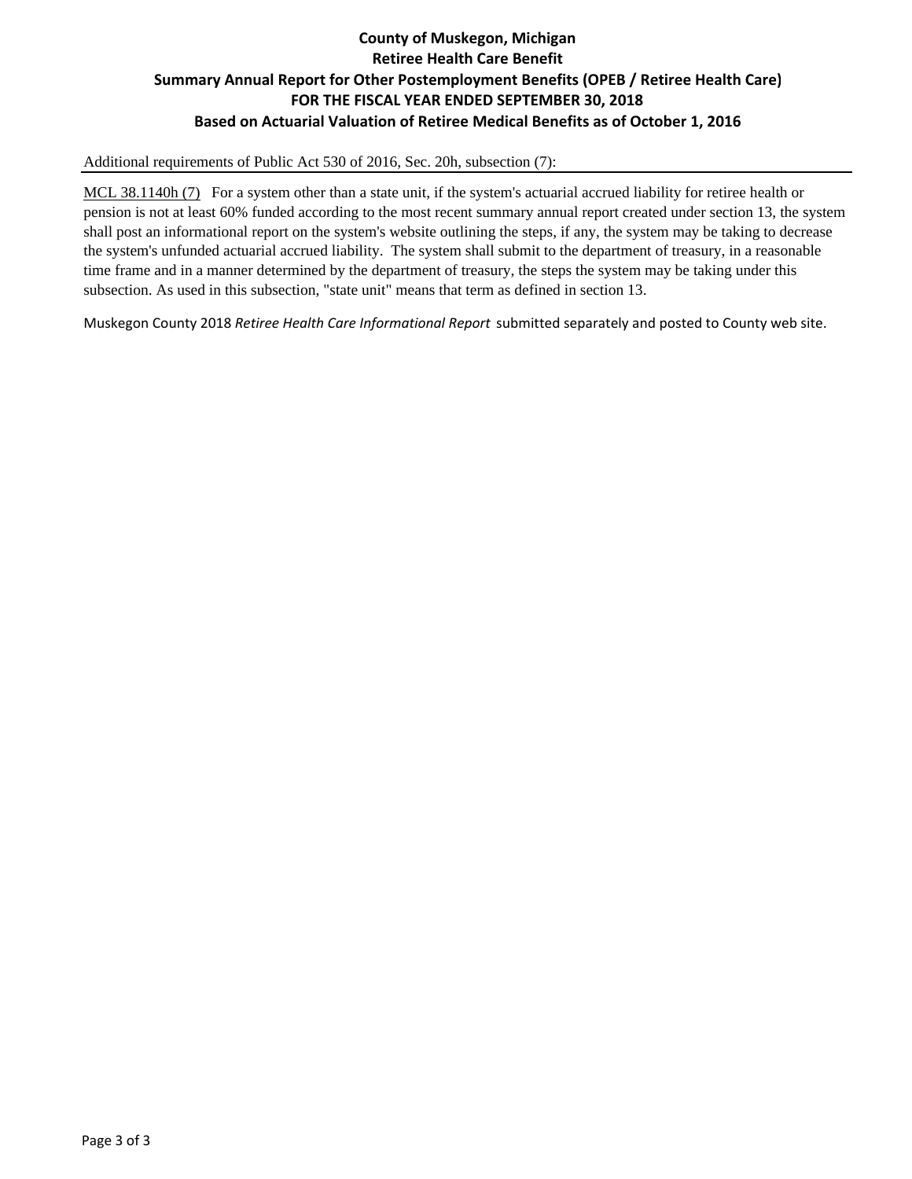**County of Muskegon, Michigan**
**Retiree Health Care Benefit**
**Summary Annual Report for Other Postemployment Benefits (OPEB / Retiree Health Care)**
**FOR THE FISCAL YEAR ENDED SEPTEMBER 30, 2018**
**Based on Actuarial Valuation of Retiree Medical Benefits as of October 1, 2016**

Additional requirements of Public Act 530 of 2016, Sec. 20h, subsection (7):

MCL 38.1140h (7) For a system other than a state unit, if the system's actuarial accrued liability for retiree health or pension is not at least 60% funded according to the most recent summary annual report created under section 13, the system shall post an informational report on the system's website outlining the steps, if any, the system may be taking to decrease the system's unfunded actuarial accrued liability. The system shall submit to the department of treasury, in a reasonable time frame and in a manner determined by the department of treasury, the steps the system may be taking under this subsection. As used in this subsection, "state unit" means that term as defined in section 13.

Muskegon County 2018 *Retiree Health Care Informational Report* submitted separately and posted to County web site.